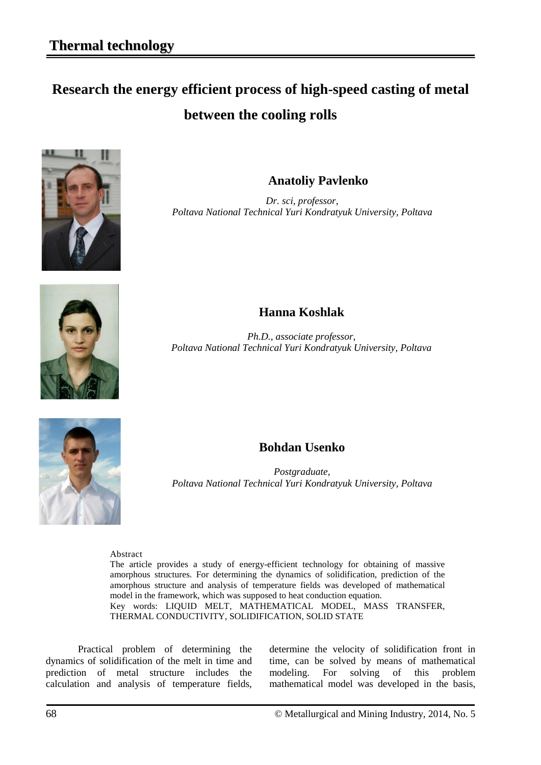# Research the energy efficient process of high-speed casting of metal between the cooling rolls

**Anatoliy Pavlenko**

*Dr. sci, professor,*
*Poltava National Technical Yuri Kondratyuk University, Poltava*

**Hanna Koshlak**

*Ph.D., associate professor,*
*Poltava National Technical Yuri Kondratyuk University, Poltava*

**Bohdan Usenko**

*Postgraduate,*
*Poltava National Technical Yuri Kondratyuk University, Poltava*

Abstract

The article provides a study of energy-efficient technology for obtaining of massive amorphous structures. For determining the dynamics of solidification, prediction of the amorphous structure and analysis of temperature fields was developed of mathematical model in the framework, which was supposed to heat conduction equation.

Key words: LIQUID MELT, MATHEMATICAL MODEL, MASS TRANSFER, THERMAL CONDUCTIVITY, SOLIDIFICATION, SOLID STATE

Practical problem of determining the dynamics of solidification of the melt in time and prediction of metal structure includes the calculation and analysis of temperature fields, determine the velocity of solidification front in time, can be solved by means of mathematical modeling. For solving of this problem mathematical model was developed in the basis,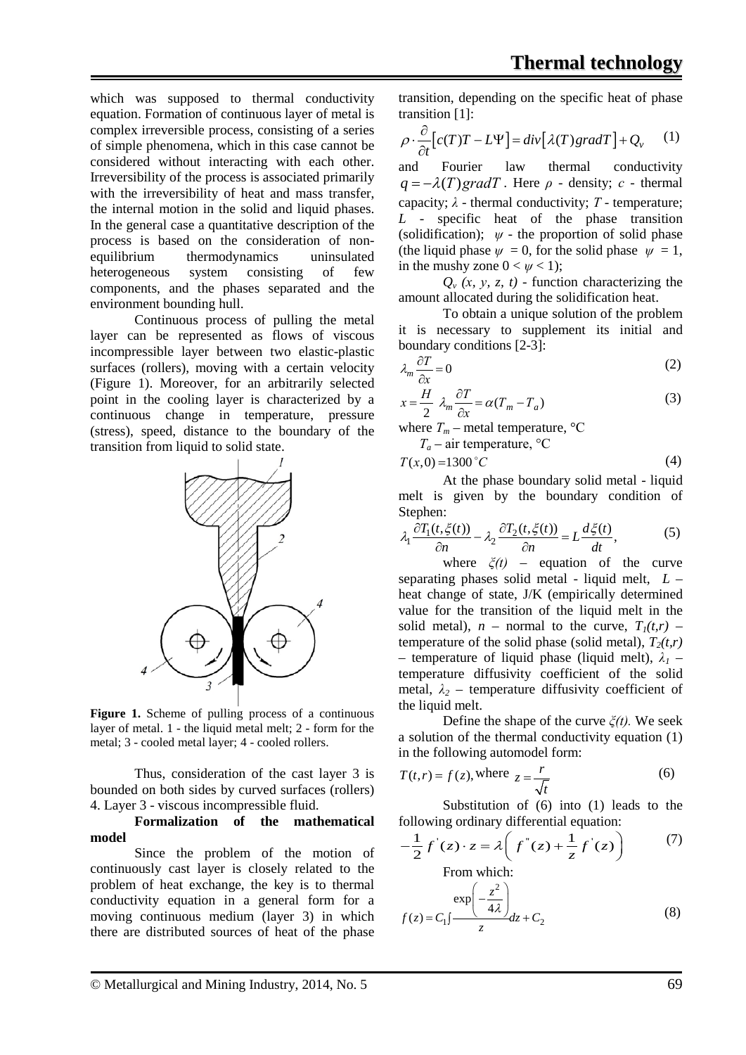which was supposed to thermal conductivity equation. Formation of continuous layer of metal is complex irreversible process, consisting of a series of simple phenomena, which in this case cannot be considered without interacting with each other. Irreversibility of the process is associated primarily with the irreversibility of heat and mass transfer, the internal motion in the solid and liquid phases. In the general case a quantitative description of the process is based on the consideration of non-equilibrium thermodynamics uninsulated heterogeneous system consisting of few components, and the phases separated and the environment bounding hull.

Continuous process of pulling the metal layer can be represented as flows of viscous incompressible layer between two elastic-plastic surfaces (rollers), moving with a certain velocity (Figure 1). Moreover, for an arbitrarily selected point in the cooling layer is characterized by a continuous change in temperature, pressure (stress), speed, distance to the boundary of the transition from liquid to solid state.

**Figure 1.** Scheme of pulling process of a continuous layer of metal. 1 - the liquid metal melt; 2 - form for the metal; 3 - cooled metal layer; 4 - cooled rollers.

Thus, consideration of the cast layer 3 is bounded on both sides by curved surfaces (rollers) 4. Layer 3 - viscous incompressible fluid.

**Formalization of the mathematical model**

Since the problem of the motion of continuously cast layer is closely related to the problem of heat exchange, the key is to thermal conductivity equation in a general form for a moving continuous medium (layer 3) in which there are distributed sources of heat of the phase transition, depending on the specific heat of phase transition [1]:

$$\rho \cdot \frac{\partial}{\partial t}\left[c(T)T - L\Psi\right] = div\left[\lambda(T)\, gradT\right] + Q_v \qquad (1)$$

and Fourier law thermal conductivity $q = -\lambda(T)\, gradT$. Here $\rho$ - density; $c$ - thermal capacity; $\lambda$ - thermal conductivity; $T$ - temperature; $L$ - specific heat of the phase transition (solidification); $\psi$ - the proportion of solid phase (the liquid phase $\psi = 0$, for the solid phase $\psi = 1$, in the mushy zone $0 < \psi < 1$);

$Q_v$ $(x, y, z, t)$ - function characterizing the amount allocated during the solidification heat.

To obtain a unique solution of the problem it is necessary to supplement its initial and boundary conditions [2-3]:

$$\lambda_m \frac{\partial T}{\partial x} = 0 \qquad (2)$$

$$x = \frac{H}{2} \quad \lambda_m \frac{\partial T}{\partial x} = \alpha(T_m - T_a) \qquad (3)$$

where $T_m$ – metal temperature, °C

$T_a$ – air temperature, °C

$$T(x,0) = 1300\,^{\circ}C \qquad (4)$$

At the phase boundary solid metal - liquid melt is given by the boundary condition of Stephen:

$$\lambda_1 \frac{\partial T_1(t,\xi(t))}{\partial n} - \lambda_2 \frac{\partial T_2(t,\xi(t))}{\partial n} = L\frac{d\xi(t)}{dt}, \qquad (5)$$

where $\xi(t)$ – equation of the curve separating phases solid metal - liquid melt, $L$ – heat change of state, J/K (empirically determined value for the transition of the liquid melt in the solid metal), $n$ – normal to the curve, $T_1(t,r)$ – temperature of the solid phase (solid metal), $T_2(t,r)$ – temperature of liquid phase (liquid melt), $\lambda_1$ – temperature diffusivity coefficient of the solid metal, $\lambda_2$ – temperature diffusivity coefficient of the liquid melt.

Define the shape of the curve $\xi(t)$. We seek a solution of the thermal conductivity equation (1) in the following automodel form:

$$T(t,r) = f(z), \text{ where } z = \frac{r}{\sqrt{t}} \qquad (6)$$

Substitution of (6) into (1) leads to the following ordinary differential equation:

$$-\frac{1}{2} f^{'}(z)\cdot z = \lambda\left(f^{''}(z) + \frac{1}{z} f^{'}(z)\right) \qquad (7)$$

From which:

$$f(z) = C_1 \int \frac{\exp\left(-\frac{z^2}{4\lambda}\right)}{z} dz + C_2 \qquad (8)$$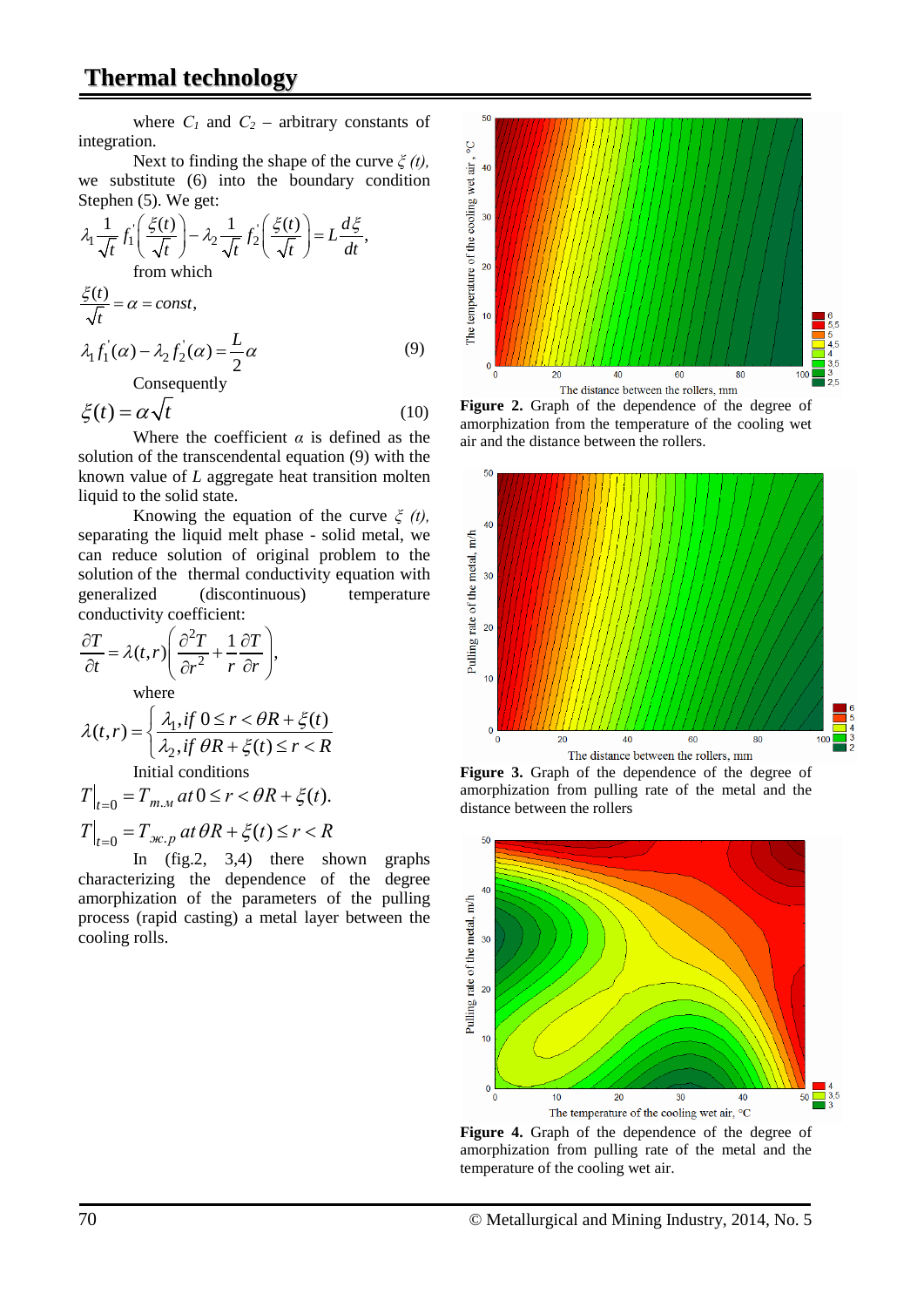where $C_1$ and $C_2$ – arbitrary constants of integration.

Next to finding the shape of the curve $\xi(t)$, we substitute (6) into the boundary condition Stephen (5). We get:

$$\lambda_1 \frac{1}{\sqrt{t}} f_1'\left(\frac{\xi(t)}{\sqrt{t}}\right) - \lambda_2 \frac{1}{\sqrt{t}} f_2'\left(\frac{\xi(t)}{\sqrt{t}}\right) = L\frac{d\xi}{dt},$$

from which

$$\frac{\xi(t)}{\sqrt{t}} = \alpha = const,$$

$$\lambda_1 f_1'(\alpha) - \lambda_2 f_2'(\alpha) = \frac{L}{2}\alpha \qquad (9)$$

Consequently

$$\xi(t) = \alpha\sqrt{t} \qquad (10)$$

Where the coefficient $\alpha$ is defined as the solution of the transcendental equation (9) with the known value of $L$ aggregate heat transition molten liquid to the solid state.

Knowing the equation of the curve $\xi(t)$, separating the liquid melt phase - solid metal, we can reduce solution of original problem to the solution of the thermal conductivity equation with generalized (discontinuous) temperature conductivity coefficient:

$$\frac{\partial T}{\partial t} = \lambda(t,r)\left(\frac{\partial^2 T}{\partial r^2} + \frac{1}{r}\frac{\partial T}{\partial r}\right),$$

where

$$\lambda(t,r) = \begin{cases} \lambda_1, if\ 0 \le r < \theta R + \xi(t) \\ \lambda_2, if\ \theta R + \xi(t) \le r < R \end{cases}$$

Initial conditions

$$T\big|_{t=0} = T_{m.м}\ at\ 0 \le r < \theta R + \xi(t).$$

$$T\big|_{t=0} = T_{ж.p}\ at\ \theta R + \xi(t) \le r < R$$

In (fig.2, 3,4) there shown graphs characterizing the dependence of the degree amorphization of the parameters of the pulling process (rapid casting) a metal layer between the cooling rolls.

**Figure 2.** Graph of the dependence of the degree of amorphization from the temperature of the cooling wet air and the distance between the rollers.

**Figure 3.** Graph of the dependence of the degree of amorphization from pulling rate of the metal and the distance between the rollers

**Figure 4.** Graph of the dependence of the degree of amorphization from pulling rate of the metal and the temperature of the cooling wet air.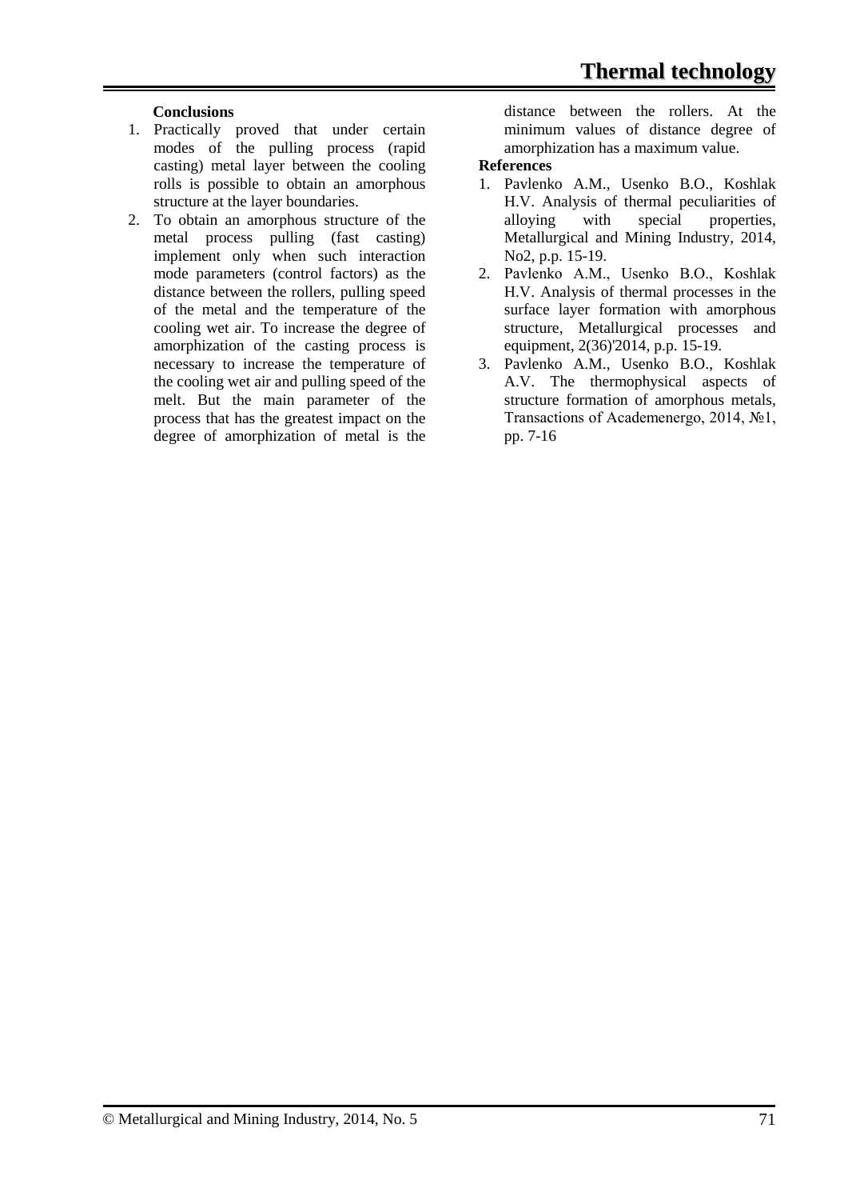**Conclusions**

1. Practically proved that under certain modes of the pulling process (rapid casting) metal layer between the cooling rolls is possible to obtain an amorphous structure at the layer boundaries.
2. To obtain an amorphous structure of the metal process pulling (fast casting) implement only when such interaction mode parameters (control factors) as the distance between the rollers, pulling speed of the metal and the temperature of the cooling wet air. To increase the degree of amorphization of the casting process is necessary to increase the temperature of the cooling wet air and pulling speed of the melt. But the main parameter of the process that has the greatest impact on the degree of amorphization of metal is the distance between the rollers. At the minimum values of distance degree of amorphization has a maximum value.

**References**

1. Pavlenko A.M., Usenko B.O., Koshlak H.V. Analysis of thermal peculiarities of alloying with special properties, Metallurgical and Mining Industry, 2014, No2, p.p. 15-19.
2. Pavlenko A.M., Usenko B.O., Koshlak H.V. Analysis of thermal processes in the surface layer formation with amorphous structure, Metallurgical processes and equipment, 2(36)'2014, p.p. 15-19.
3. Pavlenko A.M., Usenko B.O., Koshlak A.V. The thermophysical aspects of structure formation of amorphous metals, Transactions of Academenergo, 2014, №1, pp. 7-16